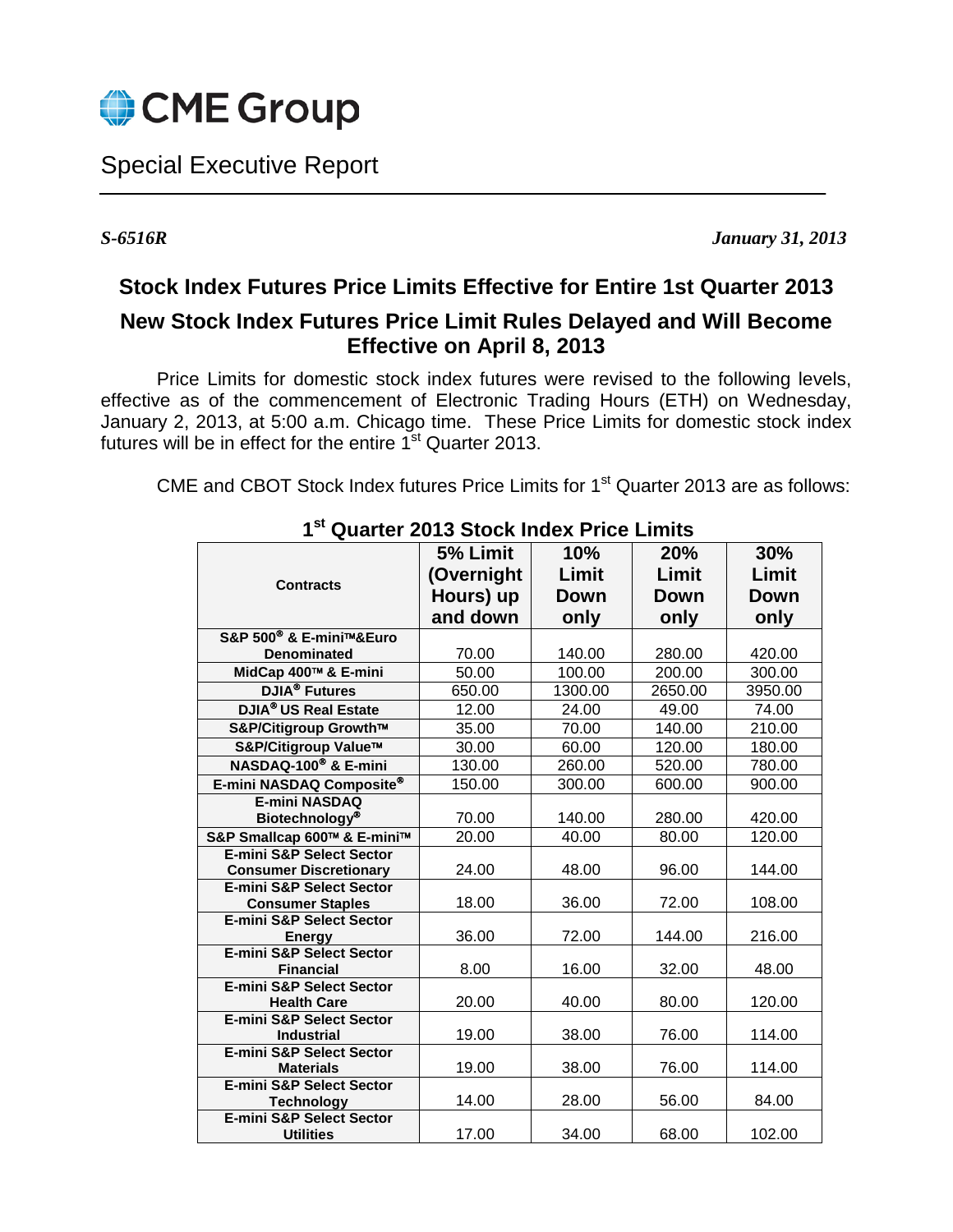# CME Group

## Special Executive Report

***S-6516R*** ***January 31, 2013***

## Stock Index Futures Price Limits Effective for Entire 1st Quarter 2013

## New Stock Index Futures Price Limit Rules Delayed and Will Become Effective on April 8, 2013

Price Limits for domestic stock index futures were revised to the following levels, effective as of the commencement of Electronic Trading Hours (ETH) on Wednesday, January 2, 2013, at 5:00 a.m. Chicago time. These Price Limits for domestic stock index futures will be in effect for the entire 1st Quarter 2013.

CME and CBOT Stock Index futures Price Limits for 1st Quarter 2013 are as follows:

**1st Quarter 2013 Stock Index Price Limits**

| Contracts | 5% Limit (Overnight Hours) up and down | 10% Limit Down only | 20% Limit Down only | 30% Limit Down only |
|---|---|---|---|---|
| S&P 500® & E-mini™&Euro Denominated | 70.00 | 140.00 | 280.00 | 420.00 |
| MidCap 400™ & E-mini | 50.00 | 100.00 | 200.00 | 300.00 |
| DJIA® Futures | 650.00 | 1300.00 | 2650.00 | 3950.00 |
| DJIA® US Real Estate | 12.00 | 24.00 | 49.00 | 74.00 |
| S&P/Citigroup Growth™ | 35.00 | 70.00 | 140.00 | 210.00 |
| S&P/Citigroup Value™ | 30.00 | 60.00 | 120.00 | 180.00 |
| NASDAQ-100® & E-mini | 130.00 | 260.00 | 520.00 | 780.00 |
| E-mini NASDAQ Composite® | 150.00 | 300.00 | 600.00 | 900.00 |
| E-mini NASDAQ Biotechnology® | 70.00 | 140.00 | 280.00 | 420.00 |
| S&P Smallcap 600™ & E-mini™ | 20.00 | 40.00 | 80.00 | 120.00 |
| E-mini S&P Select Sector Consumer Discretionary | 24.00 | 48.00 | 96.00 | 144.00 |
| E-mini S&P Select Sector Consumer Staples | 18.00 | 36.00 | 72.00 | 108.00 |
| E-mini S&P Select Sector Energy | 36.00 | 72.00 | 144.00 | 216.00 |
| E-mini S&P Select Sector Financial | 8.00 | 16.00 | 32.00 | 48.00 |
| E-mini S&P Select Sector Health Care | 20.00 | 40.00 | 80.00 | 120.00 |
| E-mini S&P Select Sector Industrial | 19.00 | 38.00 | 76.00 | 114.00 |
| E-mini S&P Select Sector Materials | 19.00 | 38.00 | 76.00 | 114.00 |
| E-mini S&P Select Sector Technology | 14.00 | 28.00 | 56.00 | 84.00 |
| E-mini S&P Select Sector Utilities | 17.00 | 34.00 | 68.00 | 102.00 |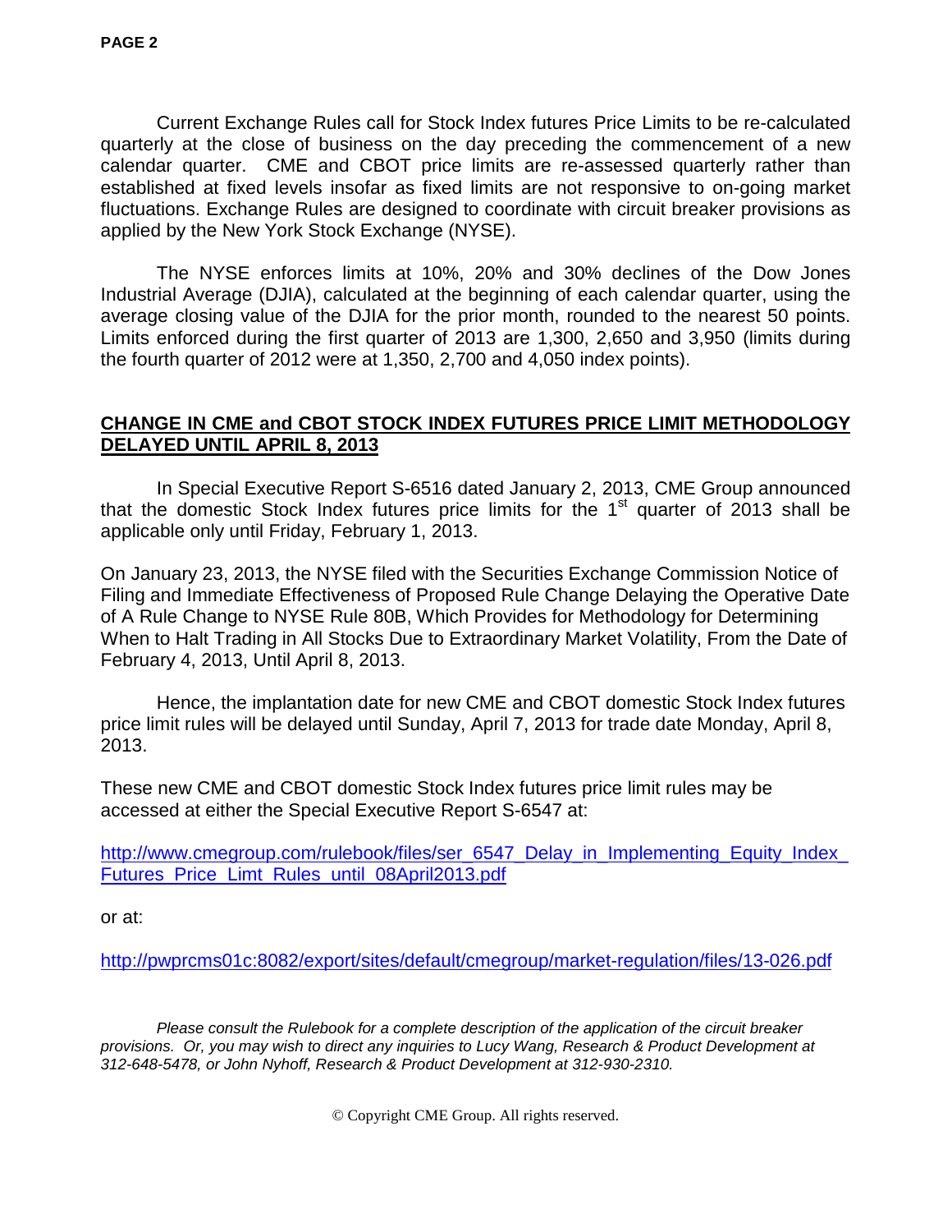Current Exchange Rules call for Stock Index futures Price Limits to be re-calculated quarterly at the close of business on the day preceding the commencement of a new calendar quarter. CME and CBOT price limits are re-assessed quarterly rather than established at fixed levels insofar as fixed limits are not responsive to on-going market fluctuations. Exchange Rules are designed to coordinate with circuit breaker provisions as applied by the New York Stock Exchange (NYSE).

The NYSE enforces limits at 10%, 20% and 30% declines of the Dow Jones Industrial Average (DJIA), calculated at the beginning of each calendar quarter, using the average closing value of the DJIA for the prior month, rounded to the nearest 50 points. Limits enforced during the first quarter of 2013 are 1,300, 2,650 and 3,950 (limits during the fourth quarter of 2012 were at 1,350, 2,700 and 4,050 index points).

## CHANGE IN CME and CBOT STOCK INDEX FUTURES PRICE LIMIT METHODOLOGY DELAYED UNTIL APRIL 8, 2013

In Special Executive Report S-6516 dated January 2, 2013, CME Group announced that the domestic Stock Index futures price limits for the 1st quarter of 2013 shall be applicable only until Friday, February 1, 2013.

On January 23, 2013, the NYSE filed with the Securities Exchange Commission Notice of Filing and Immediate Effectiveness of Proposed Rule Change Delaying the Operative Date of A Rule Change to NYSE Rule 80B, Which Provides for Methodology for Determining When to Halt Trading in All Stocks Due to Extraordinary Market Volatility, From the Date of February 4, 2013, Until April 8, 2013.

Hence, the implantation date for new CME and CBOT domestic Stock Index futures price limit rules will be delayed until Sunday, April 7, 2013 for trade date Monday, April 8, 2013.

These new CME and CBOT domestic Stock Index futures price limit rules may be accessed at either the Special Executive Report S-6547 at:

http://www.cmegroup.com/rulebook/files/ser_6547_Delay_in_Implementing_Equity_Index_Futures_Price_Limt_Rules_until_08April2013.pdf

or at:

http://pwprcms01c:8082/export/sites/default/cmegroup/market-regulation/files/13-026.pdf

*Please consult the Rulebook for a complete description of the application of the circuit breaker provisions. Or, you may wish to direct any inquiries to Lucy Wang, Research & Product Development at 312-648-5478, or John Nyhoff, Research & Product Development at 312-930-2310.*

© Copyright CME Group. All rights reserved.